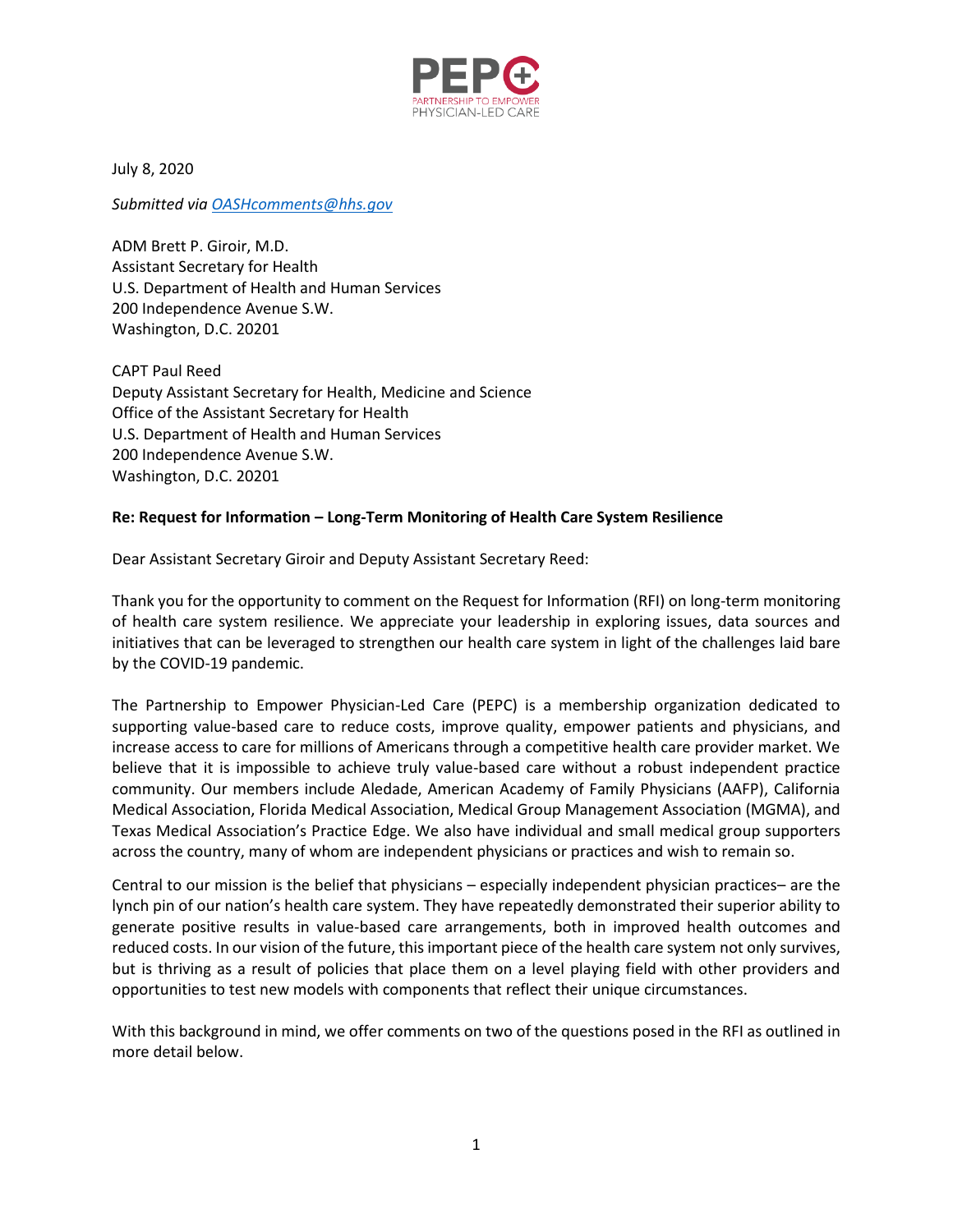PEPC

PARTNERSHIP TO EMPOWER PHYSICIAN-LED CARE

July 8, 2020

*Submitted via OASHcomments@hhs.gov*

ADM Brett P. Giroir, M.D.
Assistant Secretary for Health
U.S. Department of Health and Human Services
200 Independence Avenue S.W.
Washington, D.C. 20201

CAPT Paul Reed
Deputy Assistant Secretary for Health, Medicine and Science
Office of the Assistant Secretary for Health
U.S. Department of Health and Human Services
200 Independence Avenue S.W.
Washington, D.C. 20201

**Re: Request for Information – Long-Term Monitoring of Health Care System Resilience**

Dear Assistant Secretary Giroir and Deputy Assistant Secretary Reed:

Thank you for the opportunity to comment on the Request for Information (RFI) on long-term monitoring of health care system resilience. We appreciate your leadership in exploring issues, data sources and initiatives that can be leveraged to strengthen our health care system in light of the challenges laid bare by the COVID-19 pandemic.

The Partnership to Empower Physician-Led Care (PEPC) is a membership organization dedicated to supporting value-based care to reduce costs, improve quality, empower patients and physicians, and increase access to care for millions of Americans through a competitive health care provider market. We believe that it is impossible to achieve truly value-based care without a robust independent practice community. Our members include Aledade, American Academy of Family Physicians (AAFP), California Medical Association, Florida Medical Association, Medical Group Management Association (MGMA), and Texas Medical Association's Practice Edge. We also have individual and small medical group supporters across the country, many of whom are independent physicians or practices and wish to remain so.

Central to our mission is the belief that physicians – especially independent physician practices– are the lynch pin of our nation's health care system. They have repeatedly demonstrated their superior ability to generate positive results in value-based care arrangements, both in improved health outcomes and reduced costs. In our vision of the future, this important piece of the health care system not only survives, but is thriving as a result of policies that place them on a level playing field with other providers and opportunities to test new models with components that reflect their unique circumstances.

With this background in mind, we offer comments on two of the questions posed in the RFI as outlined in more detail below.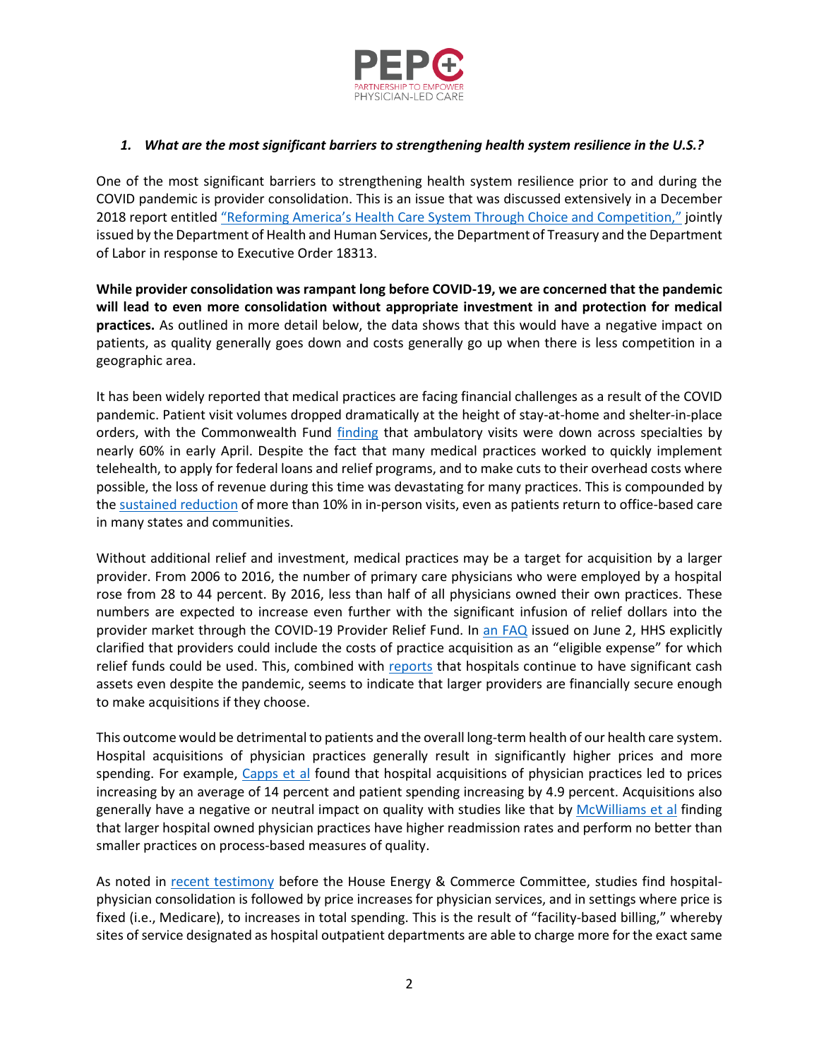### *1. What are the most significant barriers to strengthening health system resilience in the U.S.?*

One of the most significant barriers to strengthening health system resilience prior to and during the COVID pandemic is provider consolidation. This is an issue that was discussed extensively in a December 2018 report entitled "Reforming America's Health Care System Through Choice and Competition," jointly issued by the Department of Health and Human Services, the Department of Treasury and the Department of Labor in response to Executive Order 18313.

**While provider consolidation was rampant long before COVID-19, we are concerned that the pandemic will lead to even more consolidation without appropriate investment in and protection for medical practices.** As outlined in more detail below, the data shows that this would have a negative impact on patients, as quality generally goes down and costs generally go up when there is less competition in a geographic area.

It has been widely reported that medical practices are facing financial challenges as a result of the COVID pandemic. Patient visit volumes dropped dramatically at the height of stay-at-home and shelter-in-place orders, with the Commonwealth Fund finding that ambulatory visits were down across specialties by nearly 60% in early April. Despite the fact that many medical practices worked to quickly implement telehealth, to apply for federal loans and relief programs, and to make cuts to their overhead costs where possible, the loss of revenue during this time was devastating for many practices. This is compounded by the sustained reduction of more than 10% in in-person visits, even as patients return to office-based care in many states and communities.

Without additional relief and investment, medical practices may be a target for acquisition by a larger provider. From 2006 to 2016, the number of primary care physicians who were employed by a hospital rose from 28 to 44 percent. By 2016, less than half of all physicians owned their own practices. These numbers are expected to increase even further with the significant infusion of relief dollars into the provider market through the COVID-19 Provider Relief Fund. In an FAQ issued on June 2, HHS explicitly clarified that providers could include the costs of practice acquisition as an "eligible expense" for which relief funds could be used. This, combined with reports that hospitals continue to have significant cash assets even despite the pandemic, seems to indicate that larger providers are financially secure enough to make acquisitions if they choose.

This outcome would be detrimental to patients and the overall long-term health of our health care system. Hospital acquisitions of physician practices generally result in significantly higher prices and more spending. For example, Capps et al found that hospital acquisitions of physician practices led to prices increasing by an average of 14 percent and patient spending increasing by 4.9 percent. Acquisitions also generally have a negative or neutral impact on quality with studies like that by McWilliams et al finding that larger hospital owned physician practices have higher readmission rates and perform no better than smaller practices on process-based measures of quality.

As noted in recent testimony before the House Energy & Commerce Committee, studies find hospital-physician consolidation is followed by price increases for physician services, and in settings where price is fixed (i.e., Medicare), to increases in total spending. This is the result of "facility-based billing," whereby sites of service designated as hospital outpatient departments are able to charge more for the exact same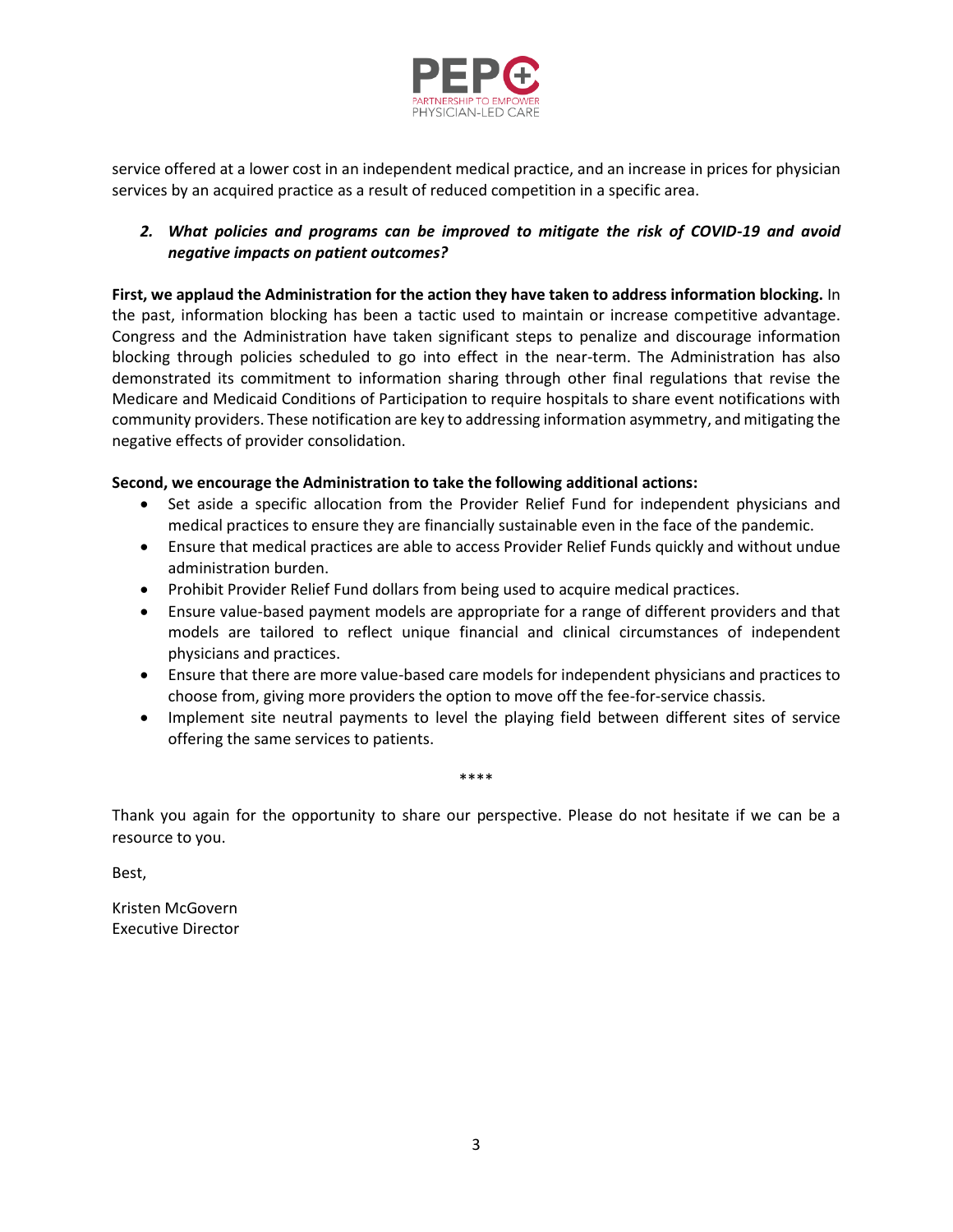service offered at a lower cost in an independent medical practice, and an increase in prices for physician services by an acquired practice as a result of reduced competition in a specific area.

2. ***What policies and programs can be improved to mitigate the risk of COVID-19 and avoid negative impacts on patient outcomes?***

**First, we applaud the Administration for the action they have taken to address information blocking.** In the past, information blocking has been a tactic used to maintain or increase competitive advantage. Congress and the Administration have taken significant steps to penalize and discourage information blocking through policies scheduled to go into effect in the near-term. The Administration has also demonstrated its commitment to information sharing through other final regulations that revise the Medicare and Medicaid Conditions of Participation to require hospitals to share event notifications with community providers. These notification are key to addressing information asymmetry, and mitigating the negative effects of provider consolidation.

**Second, we encourage the Administration to take the following additional actions:**

- Set aside a specific allocation from the Provider Relief Fund for independent physicians and medical practices to ensure they are financially sustainable even in the face of the pandemic.
- Ensure that medical practices are able to access Provider Relief Funds quickly and without undue administration burden.
- Prohibit Provider Relief Fund dollars from being used to acquire medical practices.
- Ensure value-based payment models are appropriate for a range of different providers and that models are tailored to reflect unique financial and clinical circumstances of independent physicians and practices.
- Ensure that there are more value-based care models for independent physicians and practices to choose from, giving more providers the option to move off the fee-for-service chassis.
- Implement site neutral payments to level the playing field between different sites of service offering the same services to patients.

****

Thank you again for the opportunity to share our perspective. Please do not hesitate if we can be a resource to you.

Best,

Kristen McGovern
Executive Director